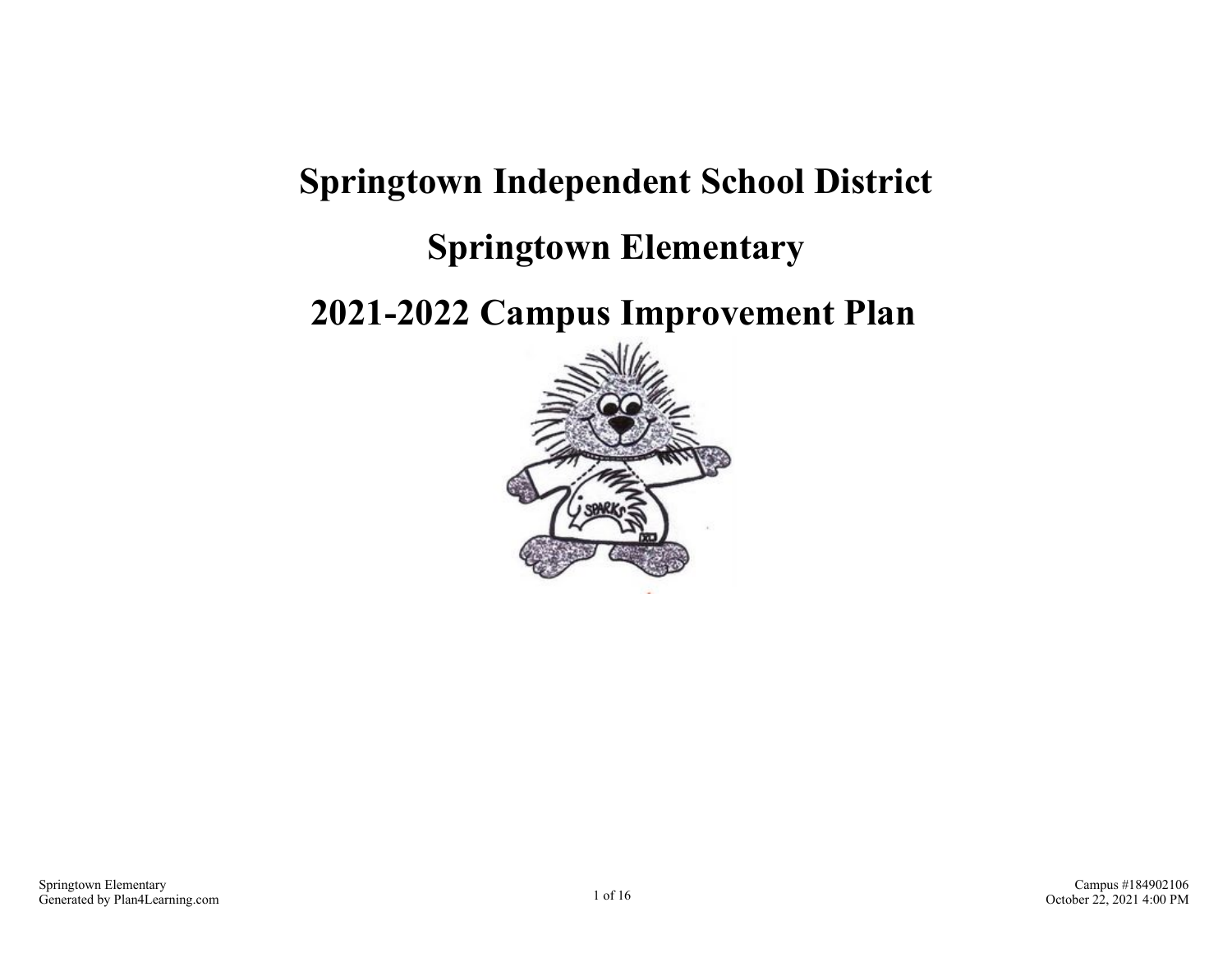# Springtown Independent School District

# Springtown Elementary

# 2021-2022 Campus Improvement Plan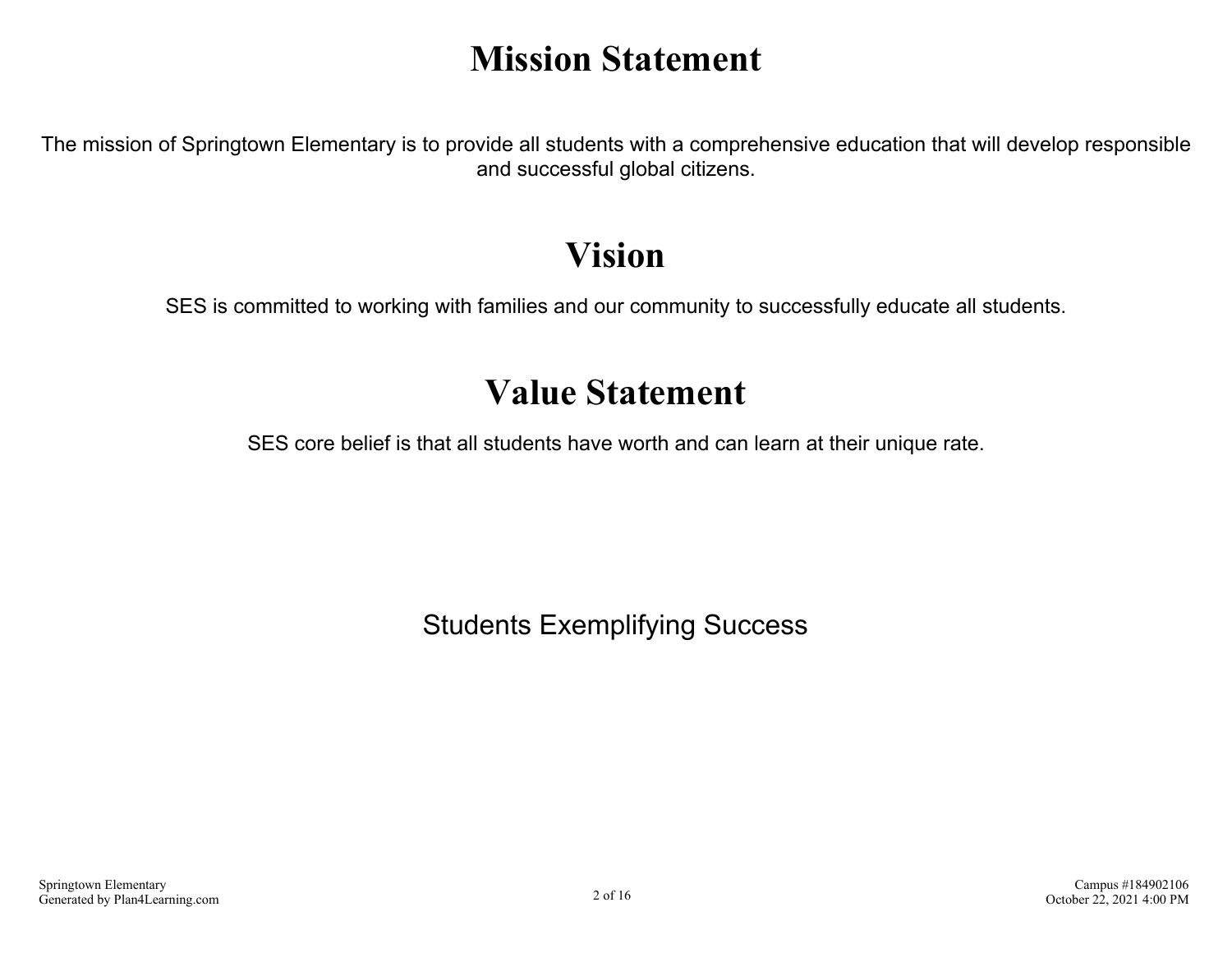# Mission Statement

The mission of Springtown Elementary is to provide all students with a comprehensive education that will develop responsible and successful global citizens.

# Vision

SES is committed to working with families and our community to successfully educate all students.

# Value Statement

SES core belief is that all students have worth and can learn at their unique rate.

Students Exemplifying Success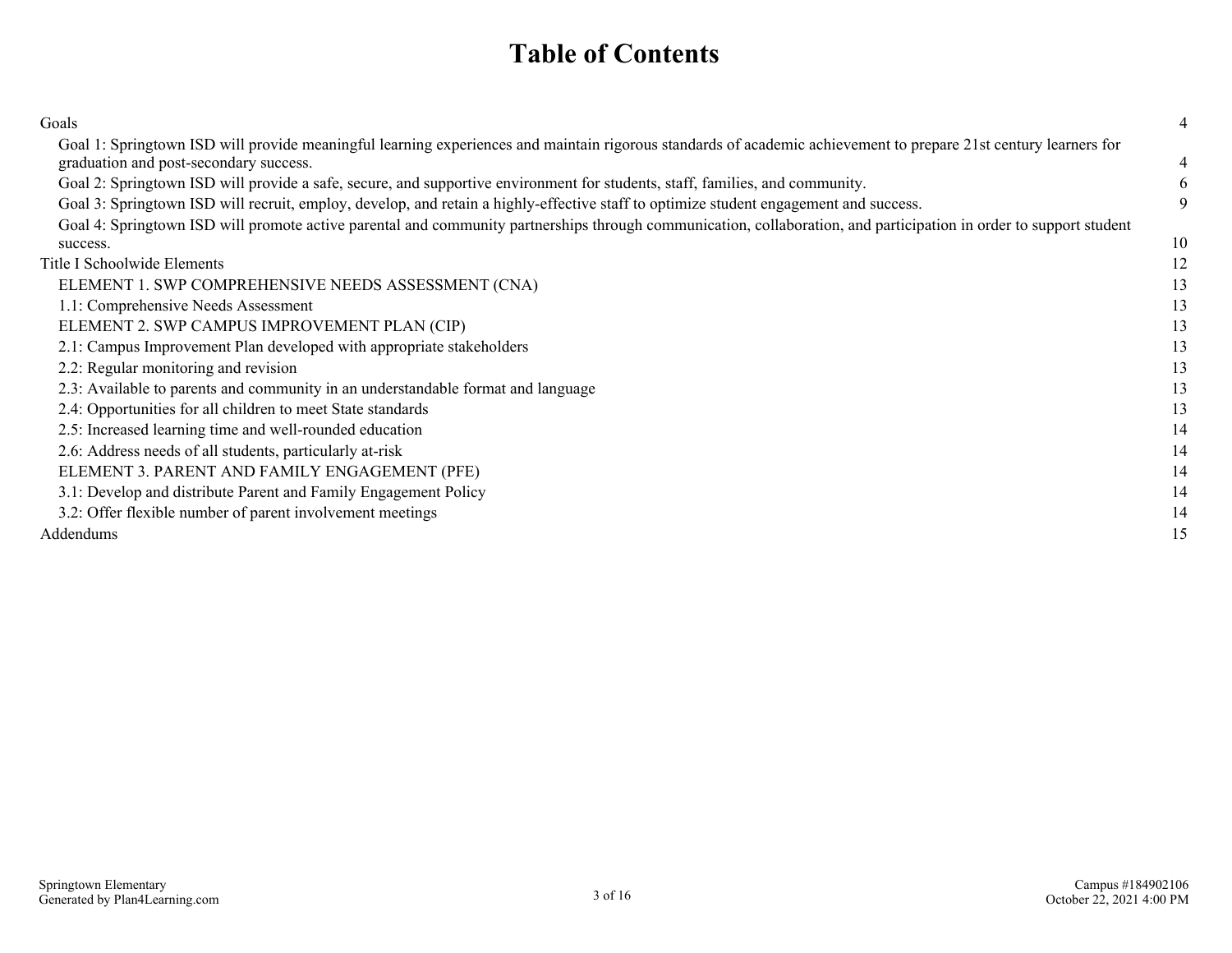# Table of Contents

| | |
|---|---|
| Goals | 4 |
| Goal 1: Springtown ISD will provide meaningful learning experiences and maintain rigorous standards of academic achievement to prepare 21st century learners for graduation and post-secondary success. | 4 |
| Goal 2: Springtown ISD will provide a safe, secure, and supportive environment for students, staff, families, and community. | 6 |
| Goal 3: Springtown ISD will recruit, employ, develop, and retain a highly-effective staff to optimize student engagement and success. | 9 |
| Goal 4: Springtown ISD will promote active parental and community partnerships through communication, collaboration, and participation in order to support student success. | 10 |
| Title I Schoolwide Elements | 12 |
| ELEMENT 1. SWP COMPREHENSIVE NEEDS ASSESSMENT (CNA) | 13 |
| 1.1: Comprehensive Needs Assessment | 13 |
| ELEMENT 2. SWP CAMPUS IMPROVEMENT PLAN (CIP) | 13 |
| 2.1: Campus Improvement Plan developed with appropriate stakeholders | 13 |
| 2.2: Regular monitoring and revision | 13 |
| 2.3: Available to parents and community in an understandable format and language | 13 |
| 2.4: Opportunities for all children to meet State standards | 13 |
| 2.5: Increased learning time and well-rounded education | 14 |
| 2.6: Address needs of all students, particularly at-risk | 14 |
| ELEMENT 3. PARENT AND FAMILY ENGAGEMENT (PFE) | 14 |
| 3.1: Develop and distribute Parent and Family Engagement Policy | 14 |
| 3.2: Offer flexible number of parent involvement meetings | 14 |
| Addendums | 15 |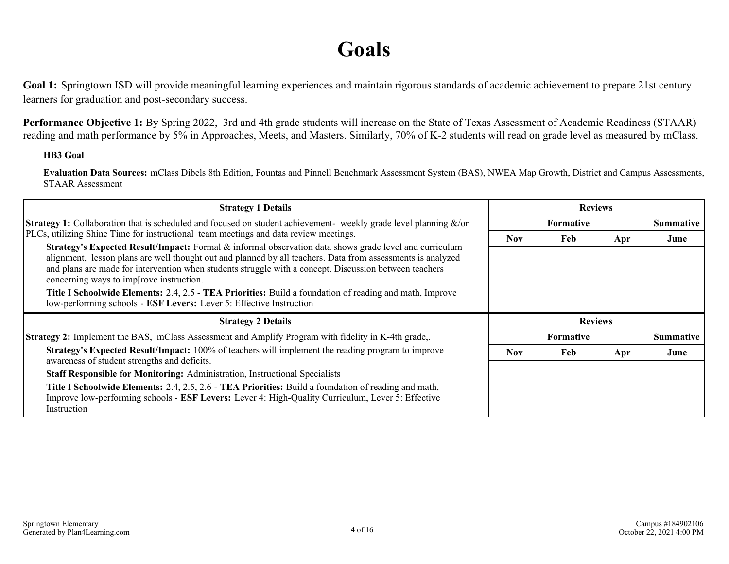# Goals

**Goal 1:** Springtown ISD will provide meaningful learning experiences and maintain rigorous standards of academic achievement to prepare 21st century learners for graduation and post-secondary success.

**Performance Objective 1:** By Spring 2022, 3rd and 4th grade students will increase on the State of Texas Assessment of Academic Readiness (STAAR) reading and math performance by 5% in Approaches, Meets, and Masters. Similarly, 70% of K-2 students will read on grade level as measured by mClass.

**HB3 Goal**

**Evaluation Data Sources:** mClass Dibels 8th Edition, Fountas and Pinnell Benchmark Assessment System (BAS), NWEA Map Growth, District and Campus Assessments, STAAR Assessment

| Strategy 1 Details | Reviews | | | |
|---|---|---|---|---|
| | Formative | | | Summative |
| | Nov | Feb | Apr | June |
| **Strategy 1:** Collaboration that is scheduled and focused on student achievement- weekly grade level planning &/or PLCs, utilizing Shine Time for instructional team meetings and data review meetings.<br>**Strategy's Expected Result/Impact:** Formal & informal observation data shows grade level and curriculum alignment, lesson plans are well thought out and planned by all teachers. Data from assessments is analyzed and plans are made for intervention when students struggle with a concept. Discussion between teachers concerning ways to imp[rove instruction.<br>**Title I Schoolwide Elements:** 2.4, 2.5 - **TEA Priorities:** Build a foundation of reading and math, Improve low-performing schools - **ESF Levers:** Lever 5: Effective Instruction | | | | |

| Strategy 2 Details | Reviews | | | |
|---|---|---|---|---|
| | Formative | | | Summative |
| | Nov | Feb | Apr | June |
| **Strategy 2:** Implement the BAS, mClass Assessment and Amplify Program with fidelity in K-4th grade,.<br>**Strategy's Expected Result/Impact:** 100% of teachers will implement the reading program to improve awareness of student strengths and deficits.<br>**Staff Responsible for Monitoring:** Administration, Instructional Specialists<br>**Title I Schoolwide Elements:** 2.4, 2.5, 2.6 - **TEA Priorities:** Build a foundation of reading and math, Improve low-performing schools - **ESF Levers:** Lever 4: High-Quality Curriculum, Lever 5: Effective Instruction | | | | |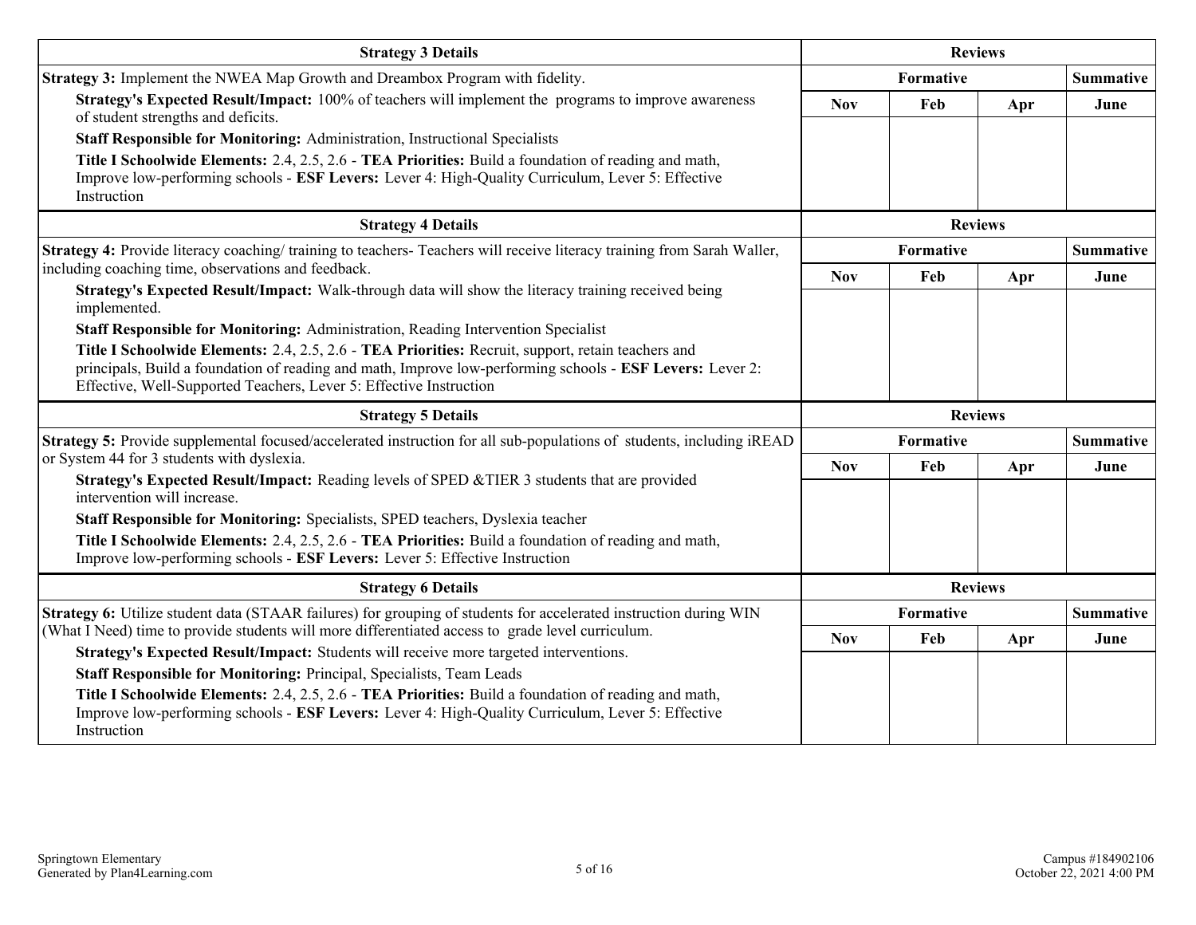| Strategy 3 Details | Reviews | | | |
|---|---|---|---|---|
| **Strategy 3:** Implement the NWEA Map Growth and Dreambox Program with fidelity. | Formative | | | Summative |
| **Strategy's Expected Result/Impact:** 100% of teachers will implement the programs to improve awareness of student strengths and deficits.<br>**Staff Responsible for Monitoring:** Administration, Instructional Specialists<br>**Title I Schoolwide Elements:** 2.4, 2.5, 2.6 - **TEA Priorities:** Build a foundation of reading and math, Improve low-performing schools - **ESF Levers:** Lever 4: High-Quality Curriculum, Lever 5: Effective Instruction | Nov | Feb | Apr | June |
| | | | | |

| Strategy 4 Details | Reviews | | | |
|---|---|---|---|---|
| **Strategy 4:** Provide literacy coaching/ training to teachers- Teachers will receive literacy training from Sarah Waller, including coaching time, observations and feedback. | Formative | | | Summative |
| **Strategy's Expected Result/Impact:** Walk-through data will show the literacy training received being implemented.<br>**Staff Responsible for Monitoring:** Administration, Reading Intervention Specialist<br>**Title I Schoolwide Elements:** 2.4, 2.5, 2.6 - **TEA Priorities:** Recruit, support, retain teachers and principals, Build a foundation of reading and math, Improve low-performing schools - **ESF Levers:** Lever 2: Effective, Well-Supported Teachers, Lever 5: Effective Instruction | Nov | Feb | Apr | June |
| | | | | |

| Strategy 5 Details | Reviews | | | |
|---|---|---|---|---|
| **Strategy 5:** Provide supplemental focused/accelerated instruction for all sub-populations of students, including iREAD or System 44 for 3 students with dyslexia. | Formative | | | Summative |
| **Strategy's Expected Result/Impact:** Reading levels of SPED &TIER 3 students that are provided intervention will increase.<br>**Staff Responsible for Monitoring:** Specialists, SPED teachers, Dyslexia teacher<br>**Title I Schoolwide Elements:** 2.4, 2.5, 2.6 - **TEA Priorities:** Build a foundation of reading and math, Improve low-performing schools - **ESF Levers:** Lever 5: Effective Instruction | Nov | Feb | Apr | June |
| | | | | |

| Strategy 6 Details | Reviews | | | |
|---|---|---|---|---|
| **Strategy 6:** Utilize student data (STAAR failures) for grouping of students for accelerated instruction during WIN (What I Need) time to provide students will more differentiated access to grade level curriculum. | Formative | | | Summative |
| **Strategy's Expected Result/Impact:** Students will receive more targeted interventions.<br>**Staff Responsible for Monitoring:** Principal, Specialists, Team Leads<br>**Title I Schoolwide Elements:** 2.4, 2.5, 2.6 - **TEA Priorities:** Build a foundation of reading and math, Improve low-performing schools - **ESF Levers:** Lever 4: High-Quality Curriculum, Lever 5: Effective Instruction | Nov | Feb | Apr | June |
| | | | | |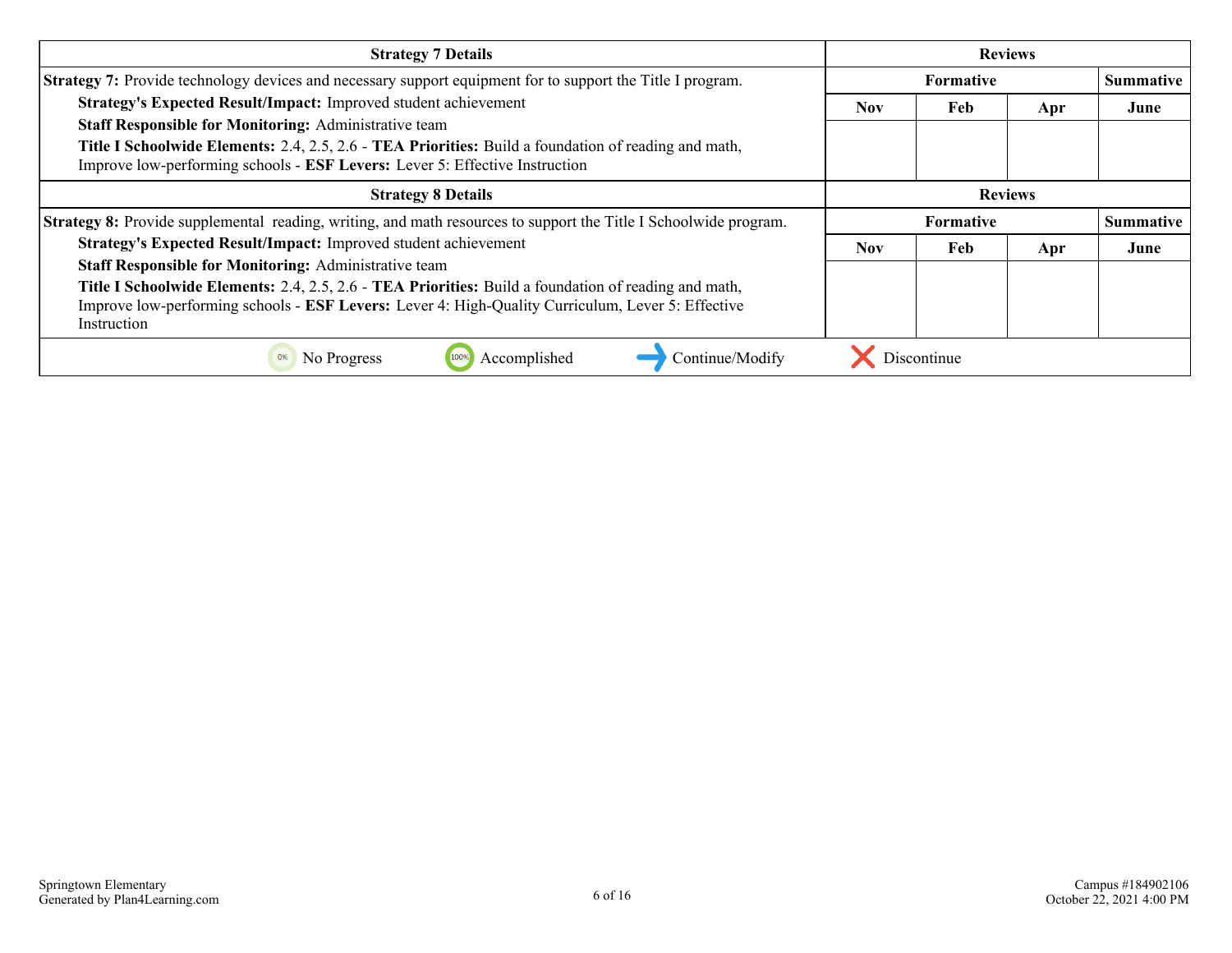| Strategy 7 Details | Reviews | | | |
|---|---|---|---|---|
| | Formative | | | Summative |
| **Strategy 7:** Provide technology devices and necessary support equipment for to support the Title I program.<br>**Strategy's Expected Result/Impact:** Improved student achievement<br>**Staff Responsible for Monitoring:** Administrative team<br>**Title I Schoolwide Elements:** 2.4, 2.5, 2.6 - **TEA Priorities:** Build a foundation of reading and math, Improve low-performing schools - **ESF Levers:** Lever 5: Effective Instruction | Nov | Feb | Apr | June |
| | | | | |

| Strategy 8 Details | Reviews | | | |
|---|---|---|---|---|
| | Formative | | | Summative |
| **Strategy 8:** Provide supplemental reading, writing, and math resources to support the Title I Schoolwide program.<br>**Strategy's Expected Result/Impact:** Improved student achievement<br>**Staff Responsible for Monitoring:** Administrative team<br>**Title I Schoolwide Elements:** 2.4, 2.5, 2.6 - **TEA Priorities:** Build a foundation of reading and math, Improve low-performing schools - **ESF Levers:** Lever 4: High-Quality Curriculum, Lever 5: Effective Instruction | Nov | Feb | Apr | June |
| | | | | |

0% No Progress | 100% Accomplished | Continue/Modify | Discontinue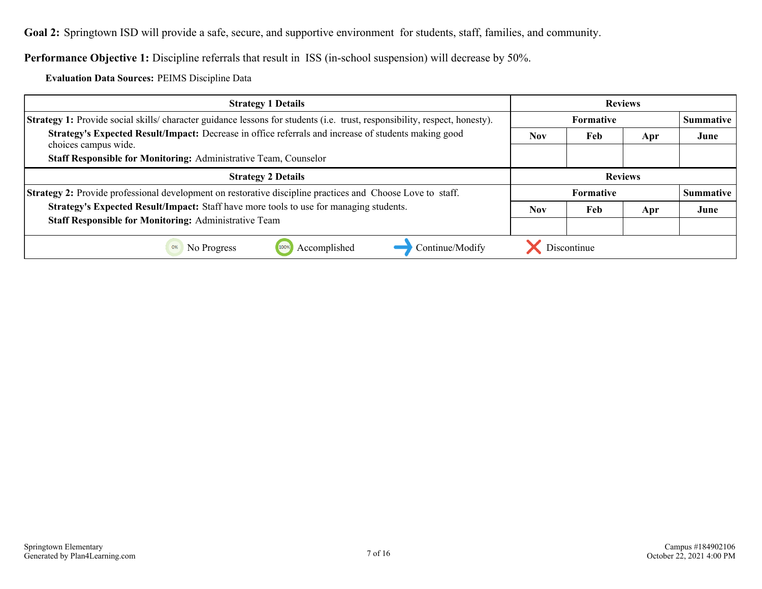**Goal 2:** Springtown ISD will provide a safe, secure, and supportive environment for students, staff, families, and community.

**Performance Objective 1:** Discipline referrals that result in ISS (in-school suspension) will decrease by 50%.

**Evaluation Data Sources:** PEIMS Discipline Data

| Strategy 1 Details | Reviews | | | |
|---|---|---|---|---|
| **Strategy 1:** Provide social skills/ character guidance lessons for students (i.e. trust, responsibility, respect, honesty). | Formative | | | Summative |
| **Strategy's Expected Result/Impact:** Decrease in office referrals and increase of students making good choices campus wide. | Nov | Feb | Apr | June |
| **Staff Responsible for Monitoring:** Administrative Team, Counselor | | | | |

| Strategy 2 Details | Reviews | | | |
|---|---|---|---|---|
| **Strategy 2:** Provide professional development on restorative discipline practices and Choose Love to staff. | Formative | | | Summative |
| **Strategy's Expected Result/Impact:** Staff have more tools to use for managing students. | Nov | Feb | Apr | June |
| **Staff Responsible for Monitoring:** Administrative Team | | | | |

No Progress | Accomplished | Continue/Modify | Discontinue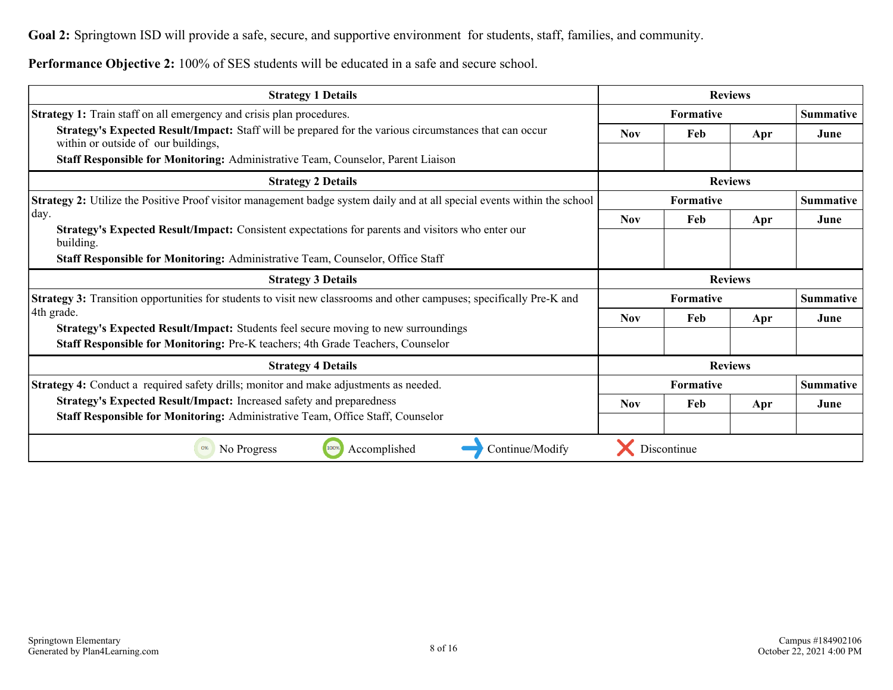**Goal 2:** Springtown ISD will provide a safe, secure, and supportive environment for students, staff, families, and community.

**Performance Objective 2:** 100% of SES students will be educated in a safe and secure school.

| Strategy 1 Details | Reviews | | | |
|---|---|---|---|---|
| **Strategy 1:** Train staff on all emergency and crisis plan procedures.<br>**Strategy's Expected Result/Impact:** Staff will be prepared for the various circumstances that can occur within or outside of our buildings,<br>**Staff Responsible for Monitoring:** Administrative Team, Counselor, Parent Liaison | **Formative** | | | **Summative** |
| | **Nov** | **Feb** | **Apr** | **June** |
| | | | | |

| Strategy 2 Details | Reviews | | | |
|---|---|---|---|---|
| **Strategy 2:** Utilize the Positive Proof visitor management badge system daily and at all special events within the school day.<br>**Strategy's Expected Result/Impact:** Consistent expectations for parents and visitors who enter our building.<br>**Staff Responsible for Monitoring:** Administrative Team, Counselor, Office Staff | **Formative** | | | **Summative** |
| | **Nov** | **Feb** | **Apr** | **June** |
| | | | | |

| Strategy 3 Details | Reviews | | | |
|---|---|---|---|---|
| **Strategy 3:** Transition opportunities for students to visit new classrooms and other campuses; specifically Pre-K and 4th grade.<br>**Strategy's Expected Result/Impact:** Students feel secure moving to new surroundings<br>**Staff Responsible for Monitoring:** Pre-K teachers; 4th Grade Teachers, Counselor | **Formative** | | | **Summative** |
| | **Nov** | **Feb** | **Apr** | **June** |
| | | | | |

| Strategy 4 Details | Reviews | | | |
|---|---|---|---|---|
| **Strategy 4:** Conduct a required safety drills; monitor and make adjustments as needed.<br>**Strategy's Expected Result/Impact:** Increased safety and preparedness<br>**Staff Responsible for Monitoring:** Administrative Team, Office Staff, Counselor | **Formative** | | | **Summative** |
| | **Nov** | **Feb** | **Apr** | **June** |
| | | | | |

0% No Progress | 100% Accomplished | → Continue/Modify | ✗ Discontinue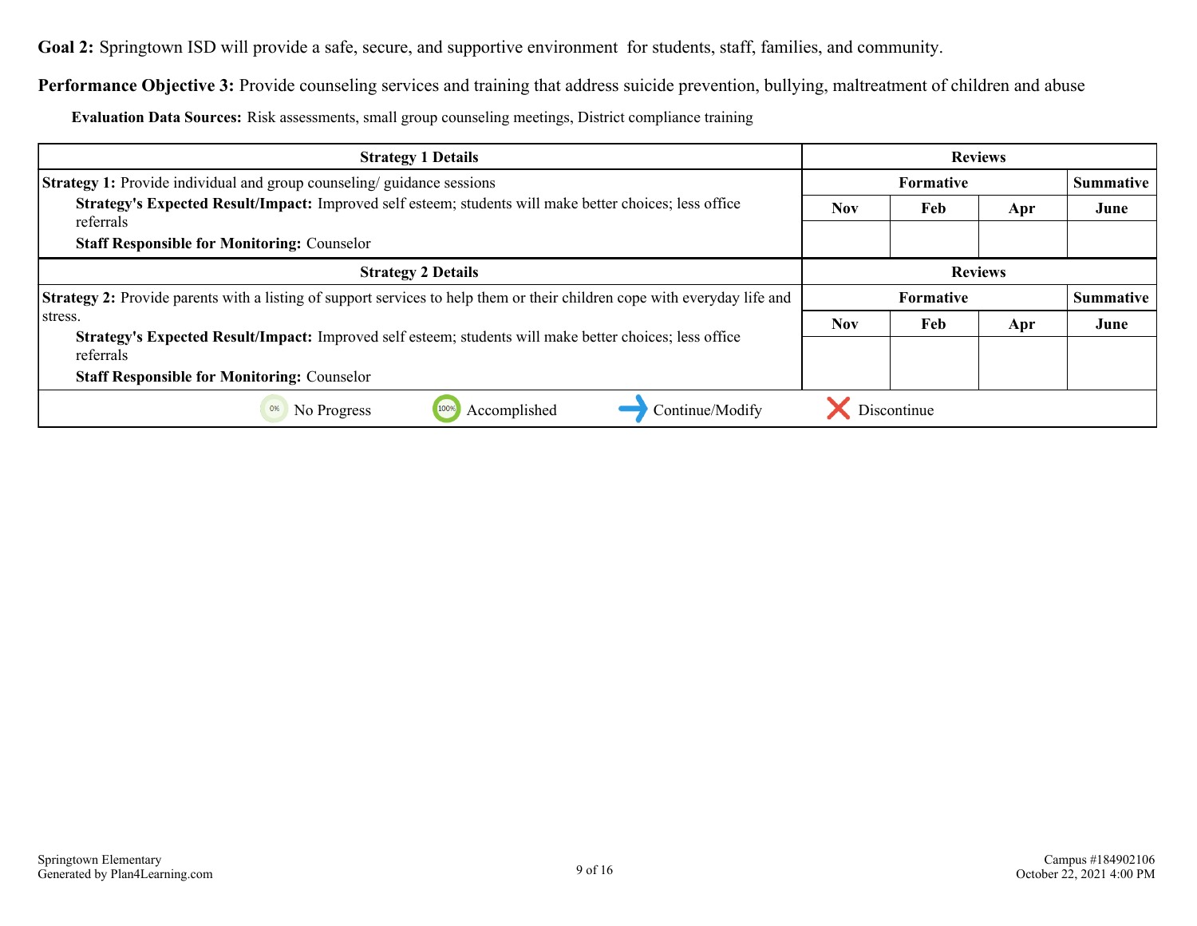**Goal 2:** Springtown ISD will provide a safe, secure, and supportive environment for students, staff, families, and community.

**Performance Objective 3:** Provide counseling services and training that address suicide prevention, bullying, maltreatment of children and abuse

**Evaluation Data Sources:** Risk assessments, small group counseling meetings, District compliance training

| Strategy 1 Details | Reviews | | | |
|---|---|---|---|---|
| **Strategy 1:** Provide individual and group counseling/ guidance sessions | Formative | | | Summative |
| **Strategy's Expected Result/Impact:** Improved self esteem; students will make better choices; less office referrals | Nov | Feb | Apr | June |
| **Staff Responsible for Monitoring:** Counselor | | | | |

| Strategy 2 Details | Reviews | | | |
|---|---|---|---|---|
| **Strategy 2:** Provide parents with a listing of support services to help them or their children cope with everyday life and stress. | Formative | | | Summative |
| **Strategy's Expected Result/Impact:** Improved self esteem; students will make better choices; less office referrals | Nov | Feb | Apr | June |
| **Staff Responsible for Monitoring:** Counselor | | | | |

No Progress | Accomplished | Continue/Modify | Discontinue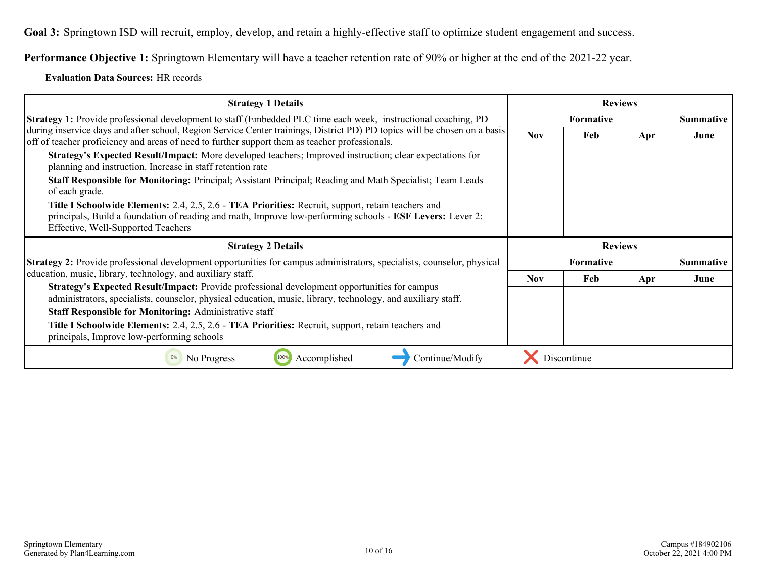**Goal 3:** Springtown ISD will recruit, employ, develop, and retain a highly-effective staff to optimize student engagement and success.

**Performance Objective 1:** Springtown Elementary will have a teacher retention rate of 90% or higher at the end of the 2021-22 year.

**Evaluation Data Sources:** HR records

| Strategy 1 Details | Reviews | | | |
|---|---|---|---|---|
| | Formative | | | Summative |
| **Strategy 1:** Provide professional development to staff (Embedded PLC time each week, instructional coaching, PD during inservice days and after school, Region Service Center trainings, District PD) PD topics will be chosen on a basis off of teacher proficiency and areas of need to further support them as teacher professionals.<br>**Strategy's Expected Result/Impact:** More developed teachers; Improved instruction; clear expectations for planning and instruction. Increase in staff retention rate<br>**Staff Responsible for Monitoring:** Principal; Assistant Principal; Reading and Math Specialist; Team Leads of each grade.<br>**Title I Schoolwide Elements:** 2.4, 2.5, 2.6 - **TEA Priorities:** Recruit, support, retain teachers and principals, Build a foundation of reading and math, Improve low-performing schools - **ESF Levers:** Lever 2: Effective, Well-Supported Teachers | Nov | Feb | Apr | June |

| Strategy 2 Details | Reviews | | | |
|---|---|---|---|---|
| | Formative | | | Summative |
| **Strategy 2:** Provide professional development opportunities for campus administrators, specialists, counselor, physical education, music, library, technology, and auxiliary staff.<br>**Strategy's Expected Result/Impact:** Provide professional development opportunities for campus administrators, specialists, counselor, physical education, music, library, technology, and auxiliary staff.<br>**Staff Responsible for Monitoring:** Administrative staff<br>**Title I Schoolwide Elements:** 2.4, 2.5, 2.6 - **TEA Priorities:** Recruit, support, retain teachers and principals, Improve low-performing schools | Nov | Feb | Apr | June |

0% No Progress | 100% Accomplished | Continue/Modify | Discontinue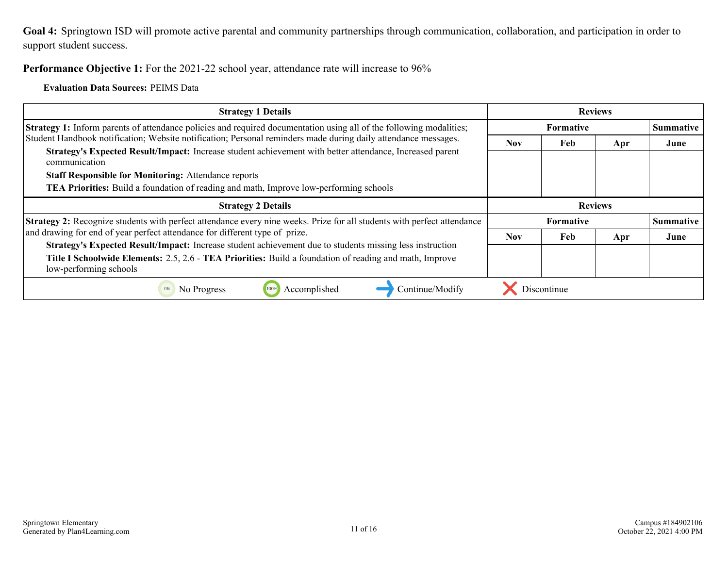**Goal 4:** Springtown ISD will promote active parental and community partnerships through communication, collaboration, and participation in order to support student success.

**Performance Objective 1:** For the 2021-22 school year, attendance rate will increase to 96%

**Evaluation Data Sources:** PEIMS Data

| Strategy 1 Details | Reviews | | | |
|---|---|---|---|---|
| | Formative | | | Summative |
| | Nov | Feb | Apr | June |
| **Strategy 1:** Inform parents of attendance policies and required documentation using all of the following modalities; Student Handbook notification; Website notification; Personal reminders made during daily attendance messages.<br>**Strategy's Expected Result/Impact:** Increase student achievement with better attendance, Increased parent communication<br>**Staff Responsible for Monitoring:** Attendance reports<br>**TEA Priorities:** Build a foundation of reading and math, Improve low-performing schools | | | | |

| Strategy 2 Details | Reviews | | | |
|---|---|---|---|---|
| | Formative | | | Summative |
| | Nov | Feb | Apr | June |
| **Strategy 2:** Recognize students with perfect attendance every nine weeks. Prize for all students with perfect attendance and drawing for end of year perfect attendance for different type of prize.<br>**Strategy's Expected Result/Impact:** Increase student achievement due to students missing less instruction<br>**Title I Schoolwide Elements:** 2.5, 2.6 - **TEA Priorities:** Build a foundation of reading and math, Improve low-performing schools | | | | |

0% No Progress | 100% Accomplished | ➜ Continue/Modify | ✖ Discontinue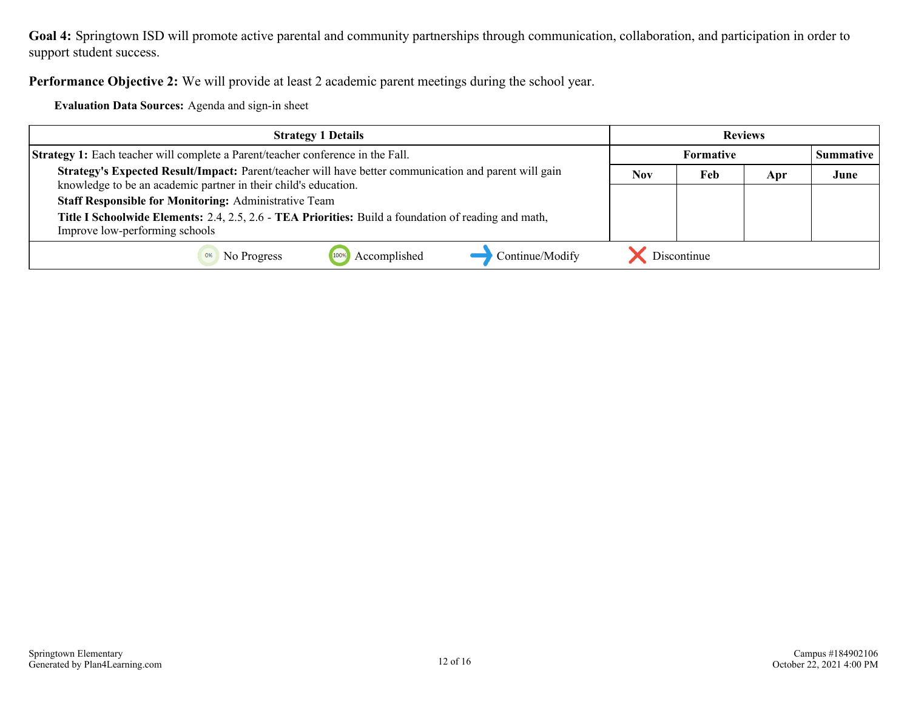**Goal 4:** Springtown ISD will promote active parental and community partnerships through communication, collaboration, and participation in order to support student success.

**Performance Objective 2:** We will provide at least 2 academic parent meetings during the school year.

**Evaluation Data Sources:** Agenda and sign-in sheet

| Strategy 1 Details | Reviews | | | |
|---|---|---|---|---|
| | Formative | | | Summative |
| | Nov | Feb | Apr | June |
| **Strategy 1:** Each teacher will complete a Parent/teacher conference in the Fall.<br>**Strategy's Expected Result/Impact:** Parent/teacher will have better communication and parent will gain knowledge to be an academic partner in their child's education.<br>**Staff Responsible for Monitoring:** Administrative Team<br>**Title I Schoolwide Elements:** 2.4, 2.5, 2.6 - **TEA Priorities:** Build a foundation of reading and math, Improve low-performing schools | | | | |

0% No Progress | 100% Accomplished | Continue/Modify | Discontinue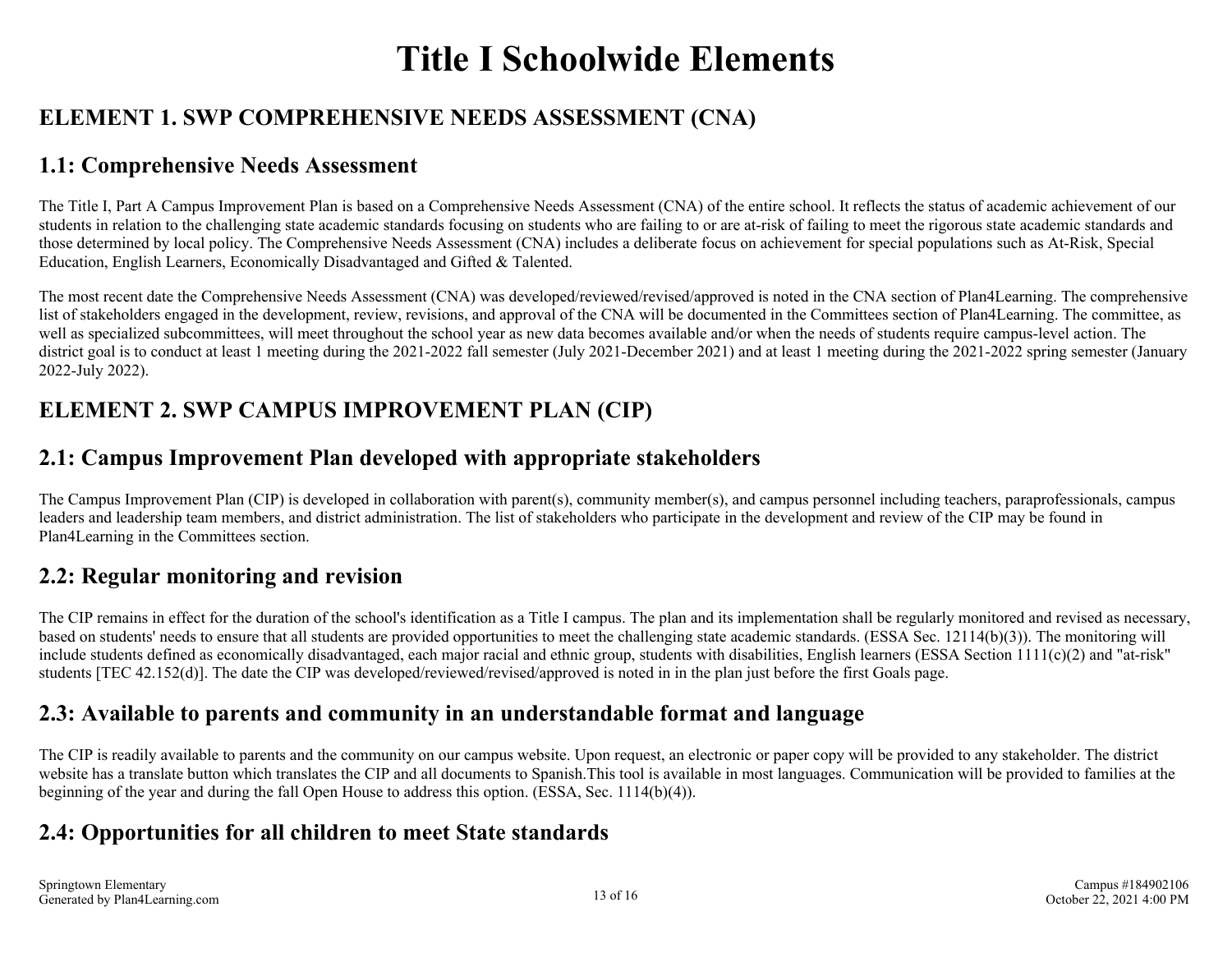# Title I Schoolwide Elements

## ELEMENT 1. SWP COMPREHENSIVE NEEDS ASSESSMENT (CNA)

### 1.1: Comprehensive Needs Assessment

The Title I, Part A Campus Improvement Plan is based on a Comprehensive Needs Assessment (CNA) of the entire school. It reflects the status of academic achievement of our students in relation to the challenging state academic standards focusing on students who are failing to or are at-risk of failing to meet the rigorous state academic standards and those determined by local policy. The Comprehensive Needs Assessment (CNA) includes a deliberate focus on achievement for special populations such as At-Risk, Special Education, English Learners, Economically Disadvantaged and Gifted & Talented.

The most recent date the Comprehensive Needs Assessment (CNA) was developed/reviewed/revised/approved is noted in the CNA section of Plan4Learning. The comprehensive list of stakeholders engaged in the development, review, revisions, and approval of the CNA will be documented in the Committees section of Plan4Learning. The committee, as well as specialized subcommittees, will meet throughout the school year as new data becomes available and/or when the needs of students require campus-level action. The district goal is to conduct at least 1 meeting during the 2021-2022 fall semester (July 2021-December 2021) and at least 1 meeting during the 2021-2022 spring semester (January 2022-July 2022).

## ELEMENT 2. SWP CAMPUS IMPROVEMENT PLAN (CIP)

### 2.1: Campus Improvement Plan developed with appropriate stakeholders

The Campus Improvement Plan (CIP) is developed in collaboration with parent(s), community member(s), and campus personnel including teachers, paraprofessionals, campus leaders and leadership team members, and district administration. The list of stakeholders who participate in the development and review of the CIP may be found in Plan4Learning in the Committees section.

### 2.2: Regular monitoring and revision

The CIP remains in effect for the duration of the school's identification as a Title I campus. The plan and its implementation shall be regularly monitored and revised as necessary, based on students' needs to ensure that all students are provided opportunities to meet the challenging state academic standards. (ESSA Sec. 12114(b)(3)). The monitoring will include students defined as economically disadvantaged, each major racial and ethnic group, students with disabilities, English learners (ESSA Section 1111(c)(2) and "at-risk" students [TEC 42.152(d)]. The date the CIP was developed/reviewed/revised/approved is noted in in the plan just before the first Goals page.

### 2.3: Available to parents and community in an understandable format and language

The CIP is readily available to parents and the community on our campus website. Upon request, an electronic or paper copy will be provided to any stakeholder. The district website has a translate button which translates the CIP and all documents to Spanish.This tool is available in most languages. Communication will be provided to families at the beginning of the year and during the fall Open House to address this option. (ESSA, Sec. 1114(b)(4)).

### 2.4: Opportunities for all children to meet State standards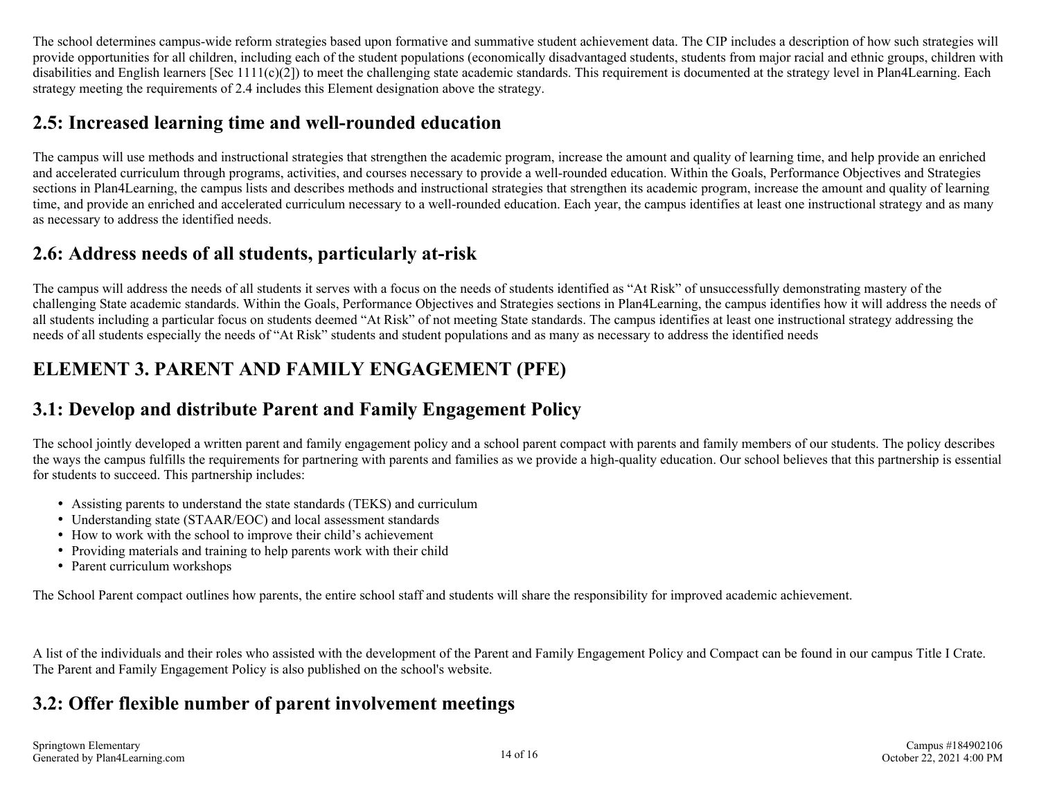The school determines campus-wide reform strategies based upon formative and summative student achievement data. The CIP includes a description of how such strategies will provide opportunities for all children, including each of the student populations (economically disadvantaged students, students from major racial and ethnic groups, children with disabilities and English learners [Sec 1111(c)(2]) to meet the challenging state academic standards. This requirement is documented at the strategy level in Plan4Learning. Each strategy meeting the requirements of 2.4 includes this Element designation above the strategy.

## 2.5: Increased learning time and well-rounded education

The campus will use methods and instructional strategies that strengthen the academic program, increase the amount and quality of learning time, and help provide an enriched and accelerated curriculum through programs, activities, and courses necessary to provide a well-rounded education. Within the Goals, Performance Objectives and Strategies sections in Plan4Learning, the campus lists and describes methods and instructional strategies that strengthen its academic program, increase the amount and quality of learning time, and provide an enriched and accelerated curriculum necessary to a well-rounded education. Each year, the campus identifies at least one instructional strategy and as many as necessary to address the identified needs.

## 2.6: Address needs of all students, particularly at-risk

The campus will address the needs of all students it serves with a focus on the needs of students identified as "At Risk" of unsuccessfully demonstrating mastery of the challenging State academic standards. Within the Goals, Performance Objectives and Strategies sections in Plan4Learning, the campus identifies how it will address the needs of all students including a particular focus on students deemed "At Risk" of not meeting State standards. The campus identifies at least one instructional strategy addressing the needs of all students especially the needs of "At Risk" students and student populations and as many as necessary to address the identified needs

# ELEMENT 3. PARENT AND FAMILY ENGAGEMENT (PFE)

## 3.1: Develop and distribute Parent and Family Engagement Policy

The school jointly developed a written parent and family engagement policy and a school parent compact with parents and family members of our students. The policy describes the ways the campus fulfills the requirements for partnering with parents and families as we provide a high-quality education. Our school believes that this partnership is essential for students to succeed. This partnership includes:

- Assisting parents to understand the state standards (TEKS) and curriculum
- Understanding state (STAAR/EOC) and local assessment standards
- How to work with the school to improve their child's achievement
- Providing materials and training to help parents work with their child
- Parent curriculum workshops

The School Parent compact outlines how parents, the entire school staff and students will share the responsibility for improved academic achievement.

A list of the individuals and their roles who assisted with the development of the Parent and Family Engagement Policy and Compact can be found in our campus Title I Crate. The Parent and Family Engagement Policy is also published on the school's website.

## 3.2: Offer flexible number of parent involvement meetings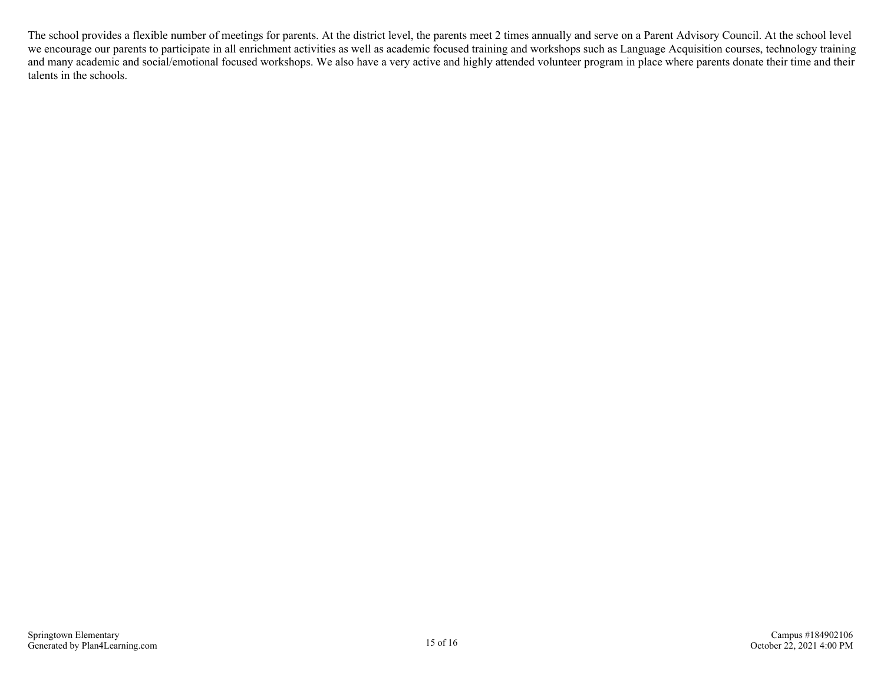The school provides a flexible number of meetings for parents. At the district level, the parents meet 2 times annually and serve on a Parent Advisory Council. At the school level we encourage our parents to participate in all enrichment activities as well as academic focused training and workshops such as Language Acquisition courses, technology training and many academic and social/emotional focused workshops. We also have a very active and highly attended volunteer program in place where parents donate their time and their talents in the schools.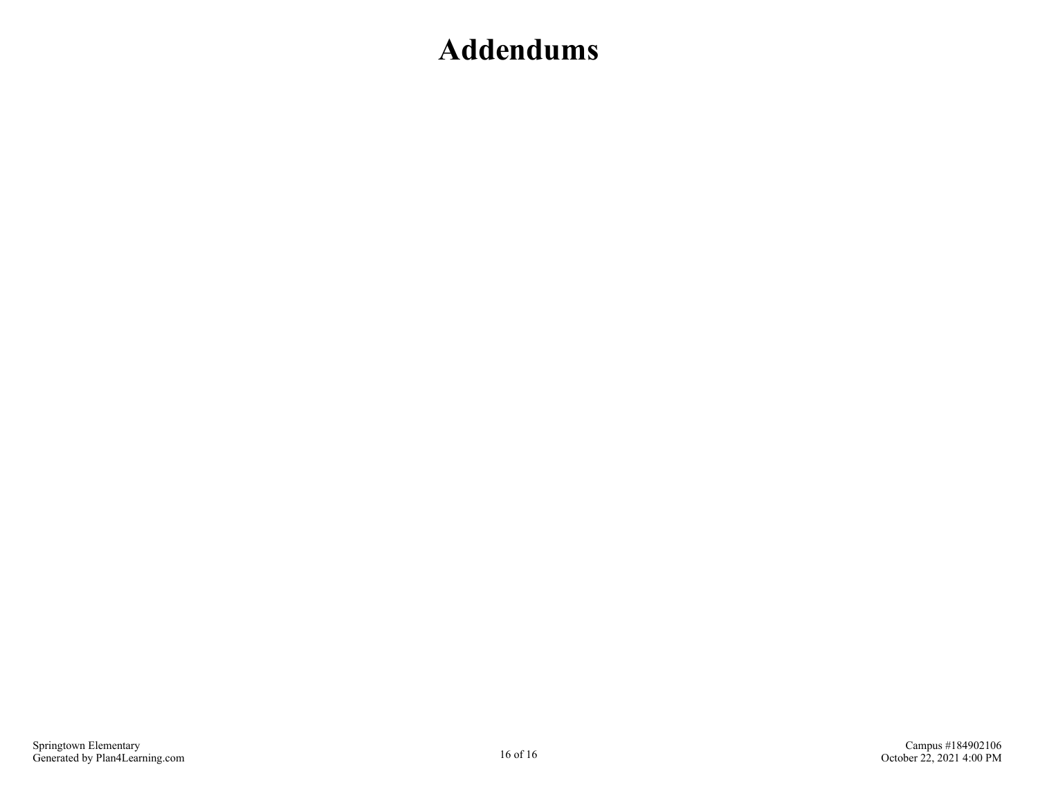# Addendums